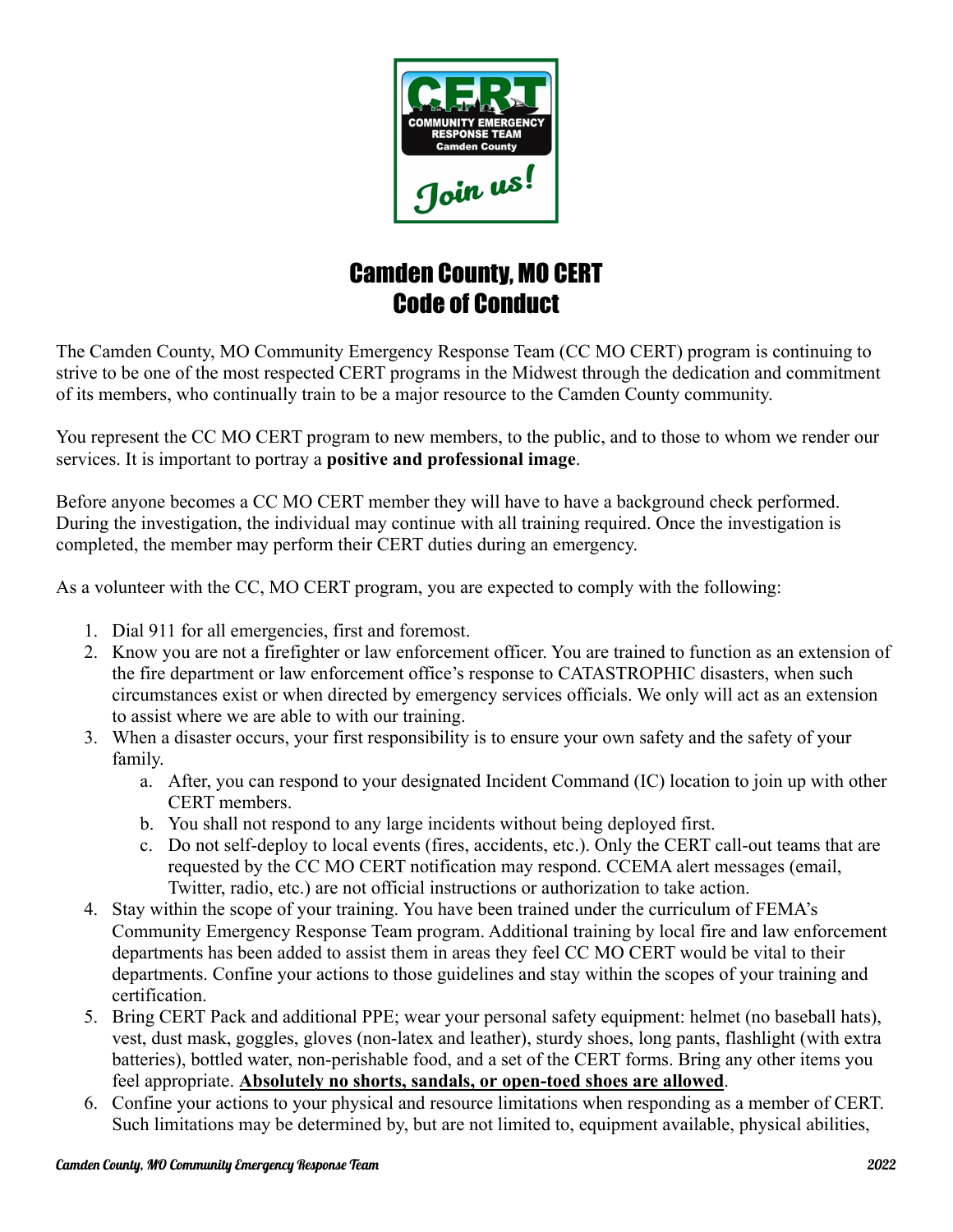# Camden County, MO CERT
# Code of Conduct

The Camden County, MO Community Emergency Response Team (CC MO CERT) program is continuing to strive to be one of the most respected CERT programs in the Midwest through the dedication and commitment of its members, who continually train to be a major resource to the Camden County community.

You represent the CC MO CERT program to new members, to the public, and to those to whom we render our services. It is important to portray a **positive and professional image**.

Before anyone becomes a CC MO CERT member they will have to have a background check performed. During the investigation, the individual may continue with all training required. Once the investigation is completed, the member may perform their CERT duties during an emergency.

As a volunteer with the CC, MO CERT program, you are expected to comply with the following:

1. Dial 911 for all emergencies, first and foremost.
2. Know you are not a firefighter or law enforcement officer. You are trained to function as an extension of the fire department or law enforcement office's response to CATASTROPHIC disasters, when such circumstances exist or when directed by emergency services officials. We only will act as an extension to assist where we are able to with our training.
3. When a disaster occurs, your first responsibility is to ensure your own safety and the safety of your family.
   a. After, you can respond to your designated Incident Command (IC) location to join up with other CERT members.
   b. You shall not respond to any large incidents without being deployed first.
   c. Do not self-deploy to local events (fires, accidents, etc.). Only the CERT call-out teams that are requested by the CC MO CERT notification may respond. CCEMA alert messages (email, Twitter, radio, etc.) are not official instructions or authorization to take action.
4. Stay within the scope of your training. You have been trained under the curriculum of FEMA's Community Emergency Response Team program. Additional training by local fire and law enforcement departments has been added to assist them in areas they feel CC MO CERT would be vital to their departments. Confine your actions to those guidelines and stay within the scopes of your training and certification.
5. Bring CERT Pack and additional PPE; wear your personal safety equipment: helmet (no baseball hats), vest, dust mask, goggles, gloves (non-latex and leather), sturdy shoes, long pants, flashlight (with extra batteries), bottled water, non-perishable food, and a set of the CERT forms. Bring any other items you feel appropriate. **<u>Absolutely no shorts, sandals, or open-toed shoes are allowed</u>**.
6. Confine your actions to your physical and resource limitations when responding as a member of CERT. Such limitations may be determined by, but are not limited to, equipment available, physical abilities,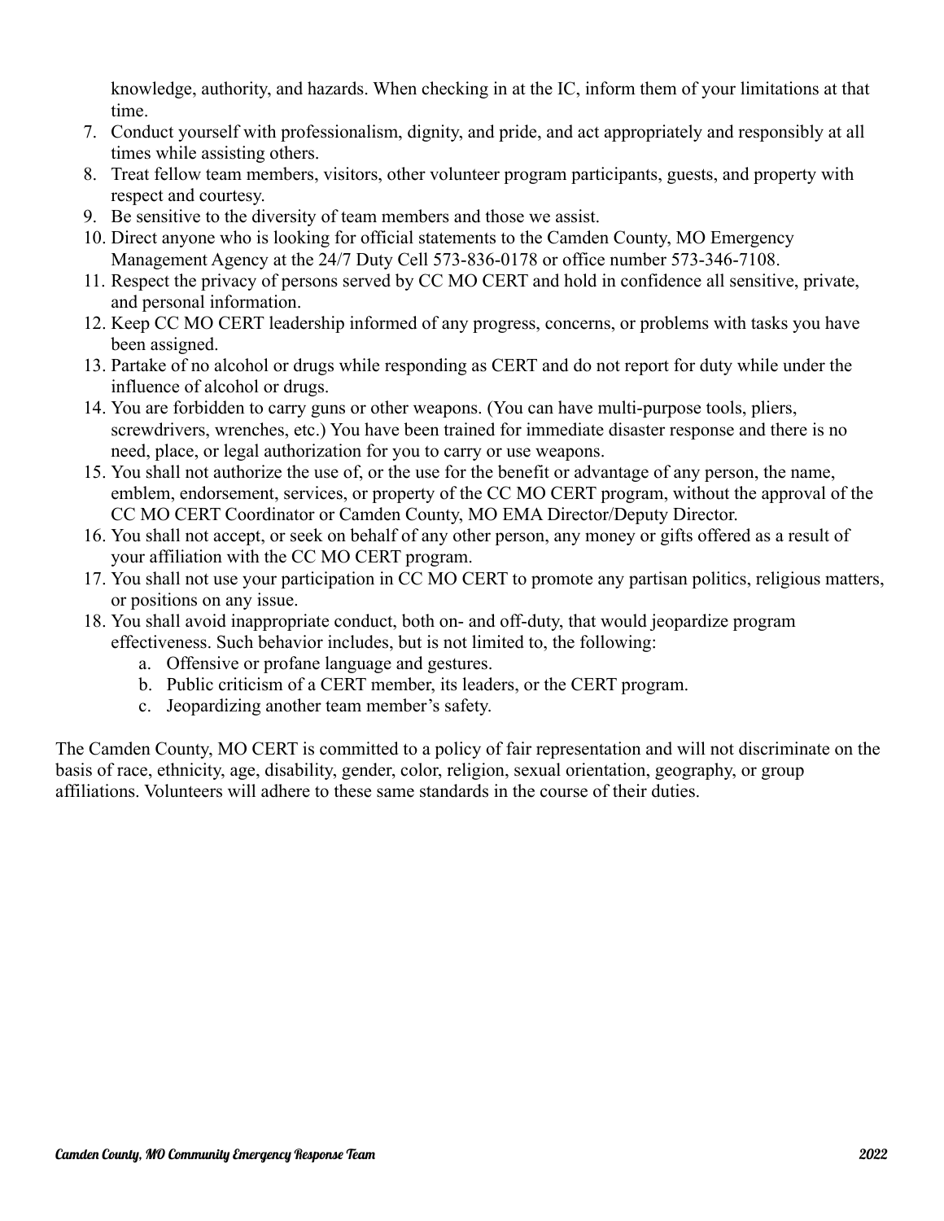knowledge, authority, and hazards. When checking in at the IC, inform them of your limitations at that time.

7. Conduct yourself with professionalism, dignity, and pride, and act appropriately and responsibly at all times while assisting others.
8. Treat fellow team members, visitors, other volunteer program participants, guests, and property with respect and courtesy.
9. Be sensitive to the diversity of team members and those we assist.
10. Direct anyone who is looking for official statements to the Camden County, MO Emergency Management Agency at the 24/7 Duty Cell 573-836-0178 or office number 573-346-7108.
11. Respect the privacy of persons served by CC MO CERT and hold in confidence all sensitive, private, and personal information.
12. Keep CC MO CERT leadership informed of any progress, concerns, or problems with tasks you have been assigned.
13. Partake of no alcohol or drugs while responding as CERT and do not report for duty while under the influence of alcohol or drugs.
14. You are forbidden to carry guns or other weapons. (You can have multi-purpose tools, pliers, screwdrivers, wrenches, etc.) You have been trained for immediate disaster response and there is no need, place, or legal authorization for you to carry or use weapons.
15. You shall not authorize the use of, or the use for the benefit or advantage of any person, the name, emblem, endorsement, services, or property of the CC MO CERT program, without the approval of the CC MO CERT Coordinator or Camden County, MO EMA Director/Deputy Director.
16. You shall not accept, or seek on behalf of any other person, any money or gifts offered as a result of your affiliation with the CC MO CERT program.
17. You shall not use your participation in CC MO CERT to promote any partisan politics, religious matters, or positions on any issue.
18. You shall avoid inappropriate conduct, both on- and off-duty, that would jeopardize program effectiveness. Such behavior includes, but is not limited to, the following:
    a. Offensive or profane language and gestures.
    b. Public criticism of a CERT member, its leaders, or the CERT program.
    c. Jeopardizing another team member's safety.

The Camden County, MO CERT is committed to a policy of fair representation and will not discriminate on the basis of race, ethnicity, age, disability, gender, color, religion, sexual orientation, geography, or group affiliations. Volunteers will adhere to these same standards in the course of their duties.